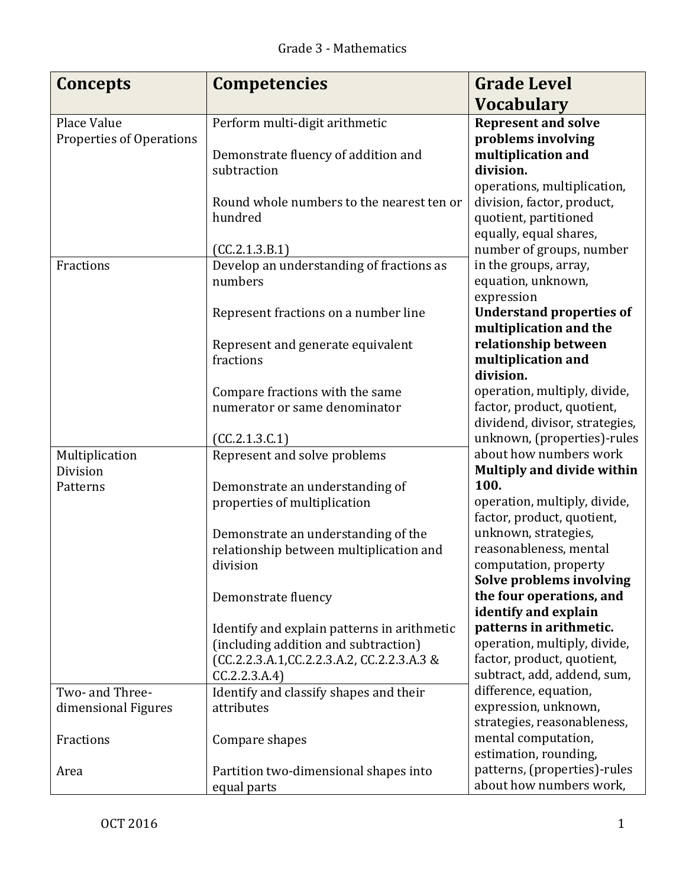# Grade 3 - Mathematics

| Concepts | Competencies | Grade Level Vocabulary |
|---|---|---|
| Place Value<br>Properties of Operations | Perform multi-digit arithmetic<br><br>Demonstrate fluency of addition and subtraction<br><br>Round whole numbers to the nearest ten or hundred<br><br>(CC.2.1.3.B.1) | **Represent and solve problems involving multiplication and division.**<br>operations, multiplication, division, factor, product, quotient, partitioned equally, equal shares, number of groups, number in the groups, array, equation, unknown, expression<br>**Understand properties of multiplication and the relationship between multiplication and division.**<br>operation, multiply, divide, factor, product, quotient, dividend, divisor, strategies, unknown, (properties)-rules about how numbers work<br>**Multiply and divide within 100.**<br>operation, multiply, divide, factor, product, quotient, unknown, strategies, reasonableness, mental computation, property<br>**Solve problems involving the four operations, and identify and explain patterns in arithmetic.**<br>operation, multiply, divide, factor, product, quotient, subtract, add, addend, sum, difference, equation, expression, unknown, strategies, reasonableness, mental computation, estimation, rounding, patterns, (properties)-rules about how numbers work, |
| Fractions | Develop an understanding of fractions as numbers<br><br>Represent fractions on a number line<br><br>Represent and generate equivalent fractions<br><br>Compare fractions with the same numerator or same denominator<br><br>(CC.2.1.3.C.1) | |
| Multiplication<br>Division<br>Patterns | Represent and solve problems<br><br>Demonstrate an understanding of properties of multiplication<br><br>Demonstrate an understanding of the relationship between multiplication and division<br><br>Demonstrate fluency<br><br>Identify and explain patterns in arithmetic (including addition and subtraction)<br>(CC.2.2.3.A.1,CC.2.2.3.A.2, CC.2.2.3.A.3 & CC.2.2.3.A.4) | |
| Two- and Three-dimensional Figures<br><br>Fractions<br><br>Area | Identify and classify shapes and their attributes<br><br>Compare shapes<br><br>Partition two-dimensional shapes into equal parts | |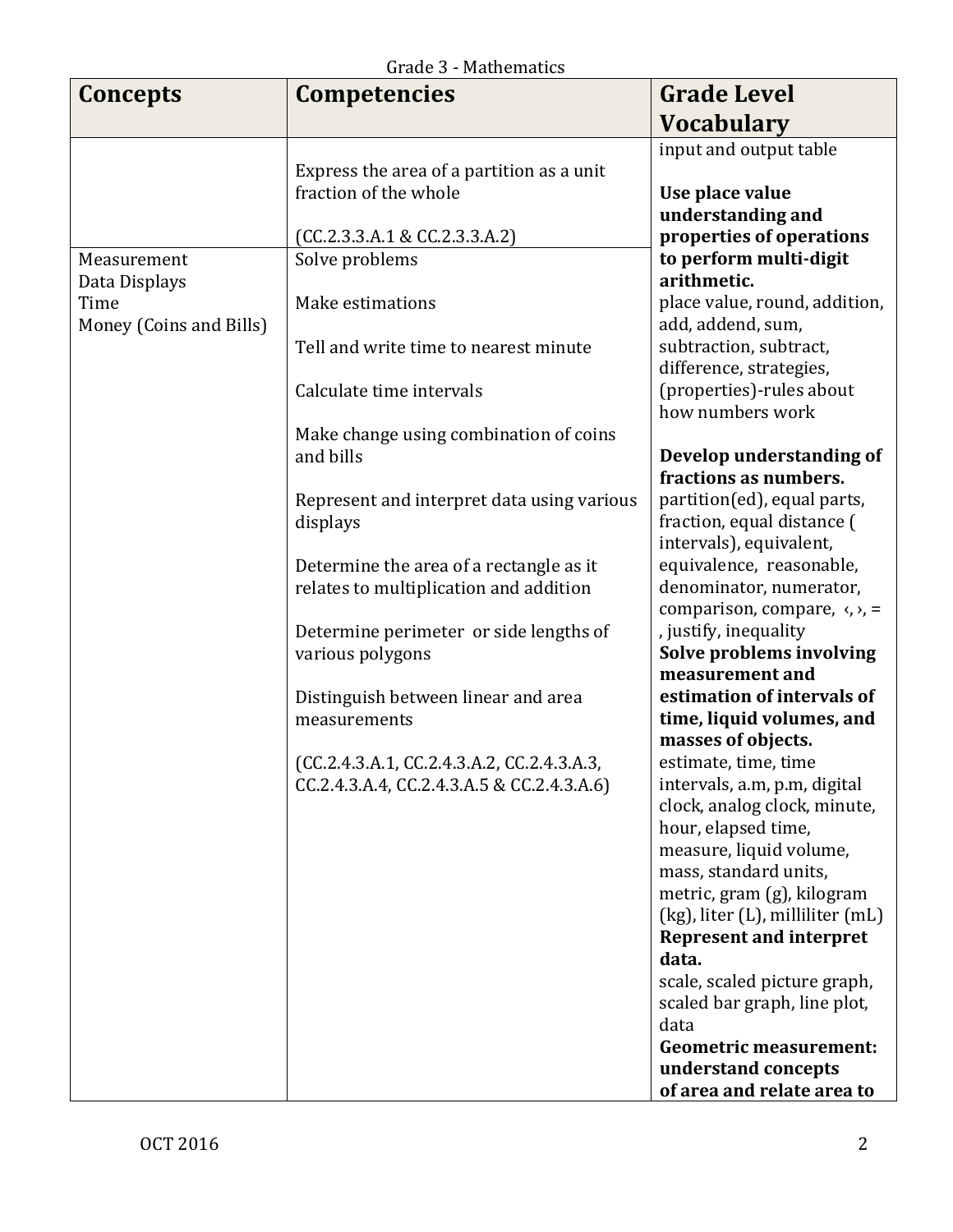Grade 3 - Mathematics

| Concepts | Competencies | Grade Level Vocabulary |
| --- | --- | --- |
| | Express the area of a partition as a unit fraction of the whole<br><br>(CC.2.3.3.A.1 & CC.2.3.3.A.2) | input and output table<br><br>**Use place value understanding and properties of operations to perform multi-digit arithmetic.**<br>place value, round, addition, add, addend, sum, subtraction, subtract, difference, strategies, (properties)-rules about how numbers work<br><br>**Develop understanding of fractions as numbers.**<br>partition(ed), equal parts, fraction, equal distance ( intervals), equivalent, equivalence, reasonable, denominator, numerator, comparison, compare, ‹, ›, = , justify, inequality<br>**Solve problems involving measurement and estimation of intervals of time, liquid volumes, and masses of objects.**<br>estimate, time, time intervals, a.m, p.m, digital clock, analog clock, minute, hour, elapsed time, measure, liquid volume, mass, standard units, metric, gram (g), kilogram (kg), liter (L), milliliter (mL)<br>**Represent and interpret data.**<br>scale, scaled picture graph, scaled bar graph, line plot, data<br>**Geometric measurement: understand concepts of area and relate area to** |
| Measurement<br>Data Displays<br>Time<br>Money (Coins and Bills) | Solve problems<br><br>Make estimations<br><br>Tell and write time to nearest minute<br><br>Calculate time intervals<br><br>Make change using combination of coins and bills<br><br>Represent and interpret data using various displays<br><br>Determine the area of a rectangle as it relates to multiplication and addition<br><br>Determine perimeter or side lengths of various polygons<br><br>Distinguish between linear and area measurements<br><br>(CC.2.4.3.A.1, CC.2.4.3.A.2, CC.2.4.3.A.3, CC.2.4.3.A.4, CC.2.4.3.A.5 & CC.2.4.3.A.6) | |

OCT 2016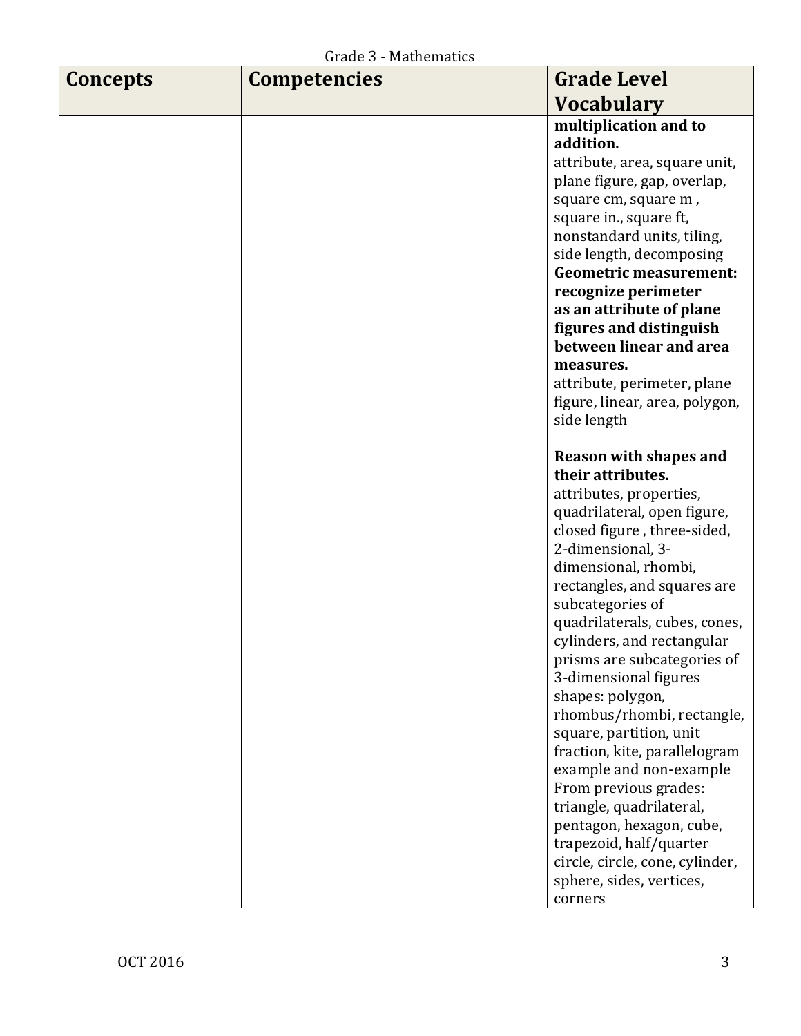| Concepts | Competencies | Grade Level Vocabulary |
| --- | --- | --- |
| | | **multiplication and to addition.** attribute, area, square unit, plane figure, gap, overlap, square cm, square m , square in., square ft, nonstandard units, tiling, side length, decomposing **Geometric measurement: recognize perimeter as an attribute of plane figures and distinguish between linear and area measures.** attribute, perimeter, plane figure, linear, area, polygon, side length<br><br>**Reason with shapes and their attributes.** attributes, properties, quadrilateral, open figure, closed figure , three-sided, 2-dimensional, 3-dimensional, rhombi, rectangles, and squares are subcategories of quadrilaterals, cubes, cones, cylinders, and rectangular prisms are subcategories of 3-dimensional figures shapes: polygon, rhombus/rhombi, rectangle, square, partition, unit fraction, kite, parallelogram example and non-example From previous grades: triangle, quadrilateral, pentagon, hexagon, cube, trapezoid, half/quarter circle, circle, cone, cylinder, sphere, sides, vertices, corners |